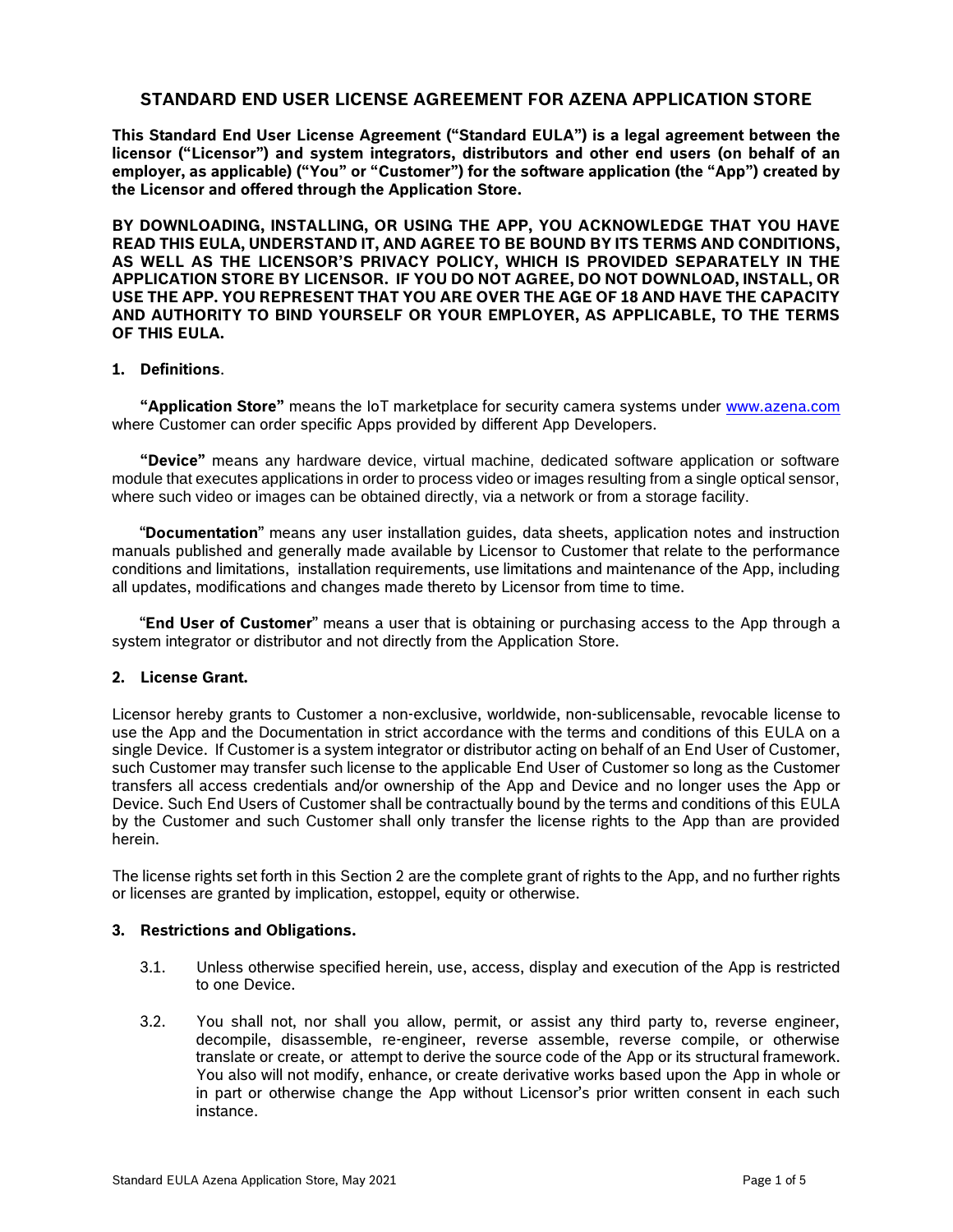# STANDARD END USER LICENSE AGREEMENT FOR AZENA APPLICATION STORE

**This Standard End User License Agreement ("Standard EULA") is a legal agreement between the licensor ("Licensor") and system integrators, distributors and other end users (on behalf of an employer, as applicable) ("You" or "Customer") for the software application (the "App") created by the Licensor and offered through the Application Store.**

**BY DOWNLOADING, INSTALLING, OR USING THE APP, YOU ACKNOWLEDGE THAT YOU HAVE READ THIS EULA, UNDERSTAND IT, AND AGREE TO BE BOUND BY ITS TERMS AND CONDITIONS, AS WELL AS THE LICENSOR'S PRIVACY POLICY, WHICH IS PROVIDED SEPARATELY IN THE APPLICATION STORE BY LICENSOR. IF YOU DO NOT AGREE, DO NOT DOWNLOAD, INSTALL, OR USE THE APP. YOU REPRESENT THAT YOU ARE OVER THE AGE OF 18 AND HAVE THE CAPACITY AND AUTHORITY TO BIND YOURSELF OR YOUR EMPLOYER, AS APPLICABLE, TO THE TERMS OF THIS EULA.**

## 1. Definitions.

**"Application Store"** means the IoT marketplace for security camera systems under [www.azena.com](http://www.azena.com) where Customer can order specific Apps provided by different App Developers.

**"Device"** means any hardware device, virtual machine, dedicated software application or software module that executes applications in order to process video or images resulting from a single optical sensor, where such video or images can be obtained directly, via a network or from a storage facility.

"**Documentation**" means any user installation guides, data sheets, application notes and instruction manuals published and generally made available by Licensor to Customer that relate to the performance conditions and limitations, installation requirements, use limitations and maintenance of the App, including all updates, modifications and changes made thereto by Licensor from time to time.

"**End User of Customer**" means a user that is obtaining or purchasing access to the App through a system integrator or distributor and not directly from the Application Store.

## 2. License Grant.

Licensor hereby grants to Customer a non-exclusive, worldwide, non-sublicensable, revocable license to use the App and the Documentation in strict accordance with the terms and conditions of this EULA on a single Device. If Customer is a system integrator or distributor acting on behalf of an End User of Customer, such Customer may transfer such license to the applicable End User of Customer so long as the Customer transfers all access credentials and/or ownership of the App and Device and no longer uses the App or Device. Such End Users of Customer shall be contractually bound by the terms and conditions of this EULA by the Customer and such Customer shall only transfer the license rights to the App than are provided herein.

The license rights set forth in this Section 2 are the complete grant of rights to the App, and no further rights or licenses are granted by implication, estoppel, equity or otherwise.

## 3. Restrictions and Obligations.

3.1. Unless otherwise specified herein, use, access, display and execution of the App is restricted to one Device.

3.2. You shall not, nor shall you allow, permit, or assist any third party to, reverse engineer, decompile, disassemble, re-engineer, reverse assemble, reverse compile, or otherwise translate or create, or attempt to derive the source code of the App or its structural framework. You also will not modify, enhance, or create derivative works based upon the App in whole or in part or otherwise change the App without Licensor's prior written consent in each such instance.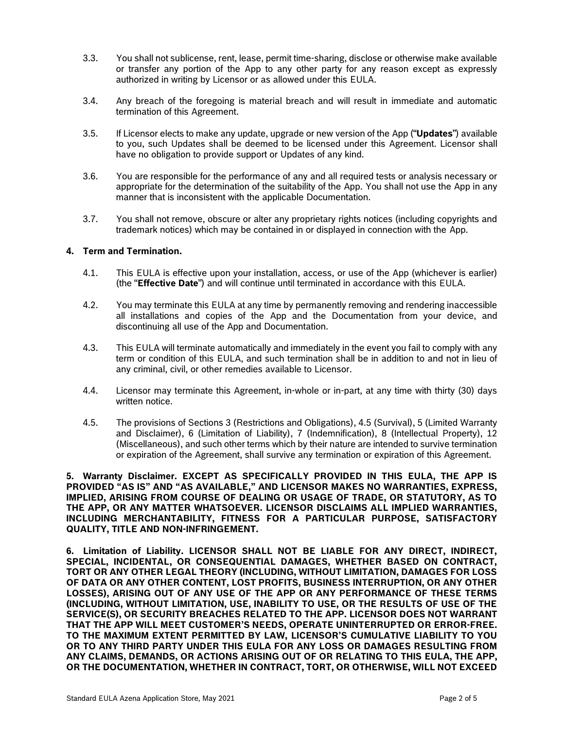3.3. You shall not sublicense, rent, lease, permit time-sharing, disclose or otherwise make available or transfer any portion of the App to any other party for any reason except as expressly authorized in writing by Licensor or as allowed under this EULA.

3.4. Any breach of the foregoing is material breach and will result in immediate and automatic termination of this Agreement.

3.5. If Licensor elects to make any update, upgrade or new version of the App ("**Updates**") available to you, such Updates shall be deemed to be licensed under this Agreement. Licensor shall have no obligation to provide support or Updates of any kind.

3.6. You are responsible for the performance of any and all required tests or analysis necessary or appropriate for the determination of the suitability of the App. You shall not use the App in any manner that is inconsistent with the applicable Documentation.

3.7. You shall not remove, obscure or alter any proprietary rights notices (including copyrights and trademark notices) which may be contained in or displayed in connection with the App.

**4. Term and Termination.**

4.1. This EULA is effective upon your installation, access, or use of the App (whichever is earlier) (the "**Effective Date**") and will continue until terminated in accordance with this EULA.

4.2. You may terminate this EULA at any time by permanently removing and rendering inaccessible all installations and copies of the App and the Documentation from your device, and discontinuing all use of the App and Documentation.

4.3. This EULA will terminate automatically and immediately in the event you fail to comply with any term or condition of this EULA, and such termination shall be in addition to and not in lieu of any criminal, civil, or other remedies available to Licensor.

4.4. Licensor may terminate this Agreement, in-whole or in-part, at any time with thirty (30) days written notice.

4.5. The provisions of Sections 3 (Restrictions and Obligations), 4.5 (Survival), 5 (Limited Warranty and Disclaimer), 6 (Limitation of Liability), 7 (Indemnification), 8 (Intellectual Property), 12 (Miscellaneous), and such other terms which by their nature are intended to survive termination or expiration of the Agreement, shall survive any termination or expiration of this Agreement.

**5. Warranty Disclaimer. EXCEPT AS SPECIFICALLY PROVIDED IN THIS EULA, THE APP IS PROVIDED "AS IS" AND "AS AVAILABLE," AND LICENSOR MAKES NO WARRANTIES, EXPRESS, IMPLIED, ARISING FROM COURSE OF DEALING OR USAGE OF TRADE, OR STATUTORY, AS TO THE APP, OR ANY MATTER WHATSOEVER. LICENSOR DISCLAIMS ALL IMPLIED WARRANTIES, INCLUDING MERCHANTABILITY, FITNESS FOR A PARTICULAR PURPOSE, SATISFACTORY QUALITY, TITLE AND NON-INFRINGEMENT.**

**6. Limitation of Liability. LICENSOR SHALL NOT BE LIABLE FOR ANY DIRECT, INDIRECT, SPECIAL, INCIDENTAL, OR CONSEQUENTIAL DAMAGES, WHETHER BASED ON CONTRACT, TORT OR ANY OTHER LEGAL THEORY (INCLUDING, WITHOUT LIMITATION, DAMAGES FOR LOSS OF DATA OR ANY OTHER CONTENT, LOST PROFITS, BUSINESS INTERRUPTION, OR ANY OTHER LOSSES), ARISING OUT OF ANY USE OF THE APP OR ANY PERFORMANCE OF THESE TERMS (INCLUDING, WITHOUT LIMITATION, USE, INABILITY TO USE, OR THE RESULTS OF USE OF THE SERVICE(S), OR SECURITY BREACHES RELATED TO THE APP. LICENSOR DOES NOT WARRANT THAT THE APP WILL MEET CUSTOMER'S NEEDS, OPERATE UNINTERRUPTED OR ERROR-FREE. TO THE MAXIMUM EXTENT PERMITTED BY LAW, LICENSOR'S CUMULATIVE LIABILITY TO YOU OR TO ANY THIRD PARTY UNDER THIS EULA FOR ANY LOSS OR DAMAGES RESULTING FROM ANY CLAIMS, DEMANDS, OR ACTIONS ARISING OUT OF OR RELATING TO THIS EULA, THE APP, OR THE DOCUMENTATION, WHETHER IN CONTRACT, TORT, OR OTHERWISE, WILL NOT EXCEED**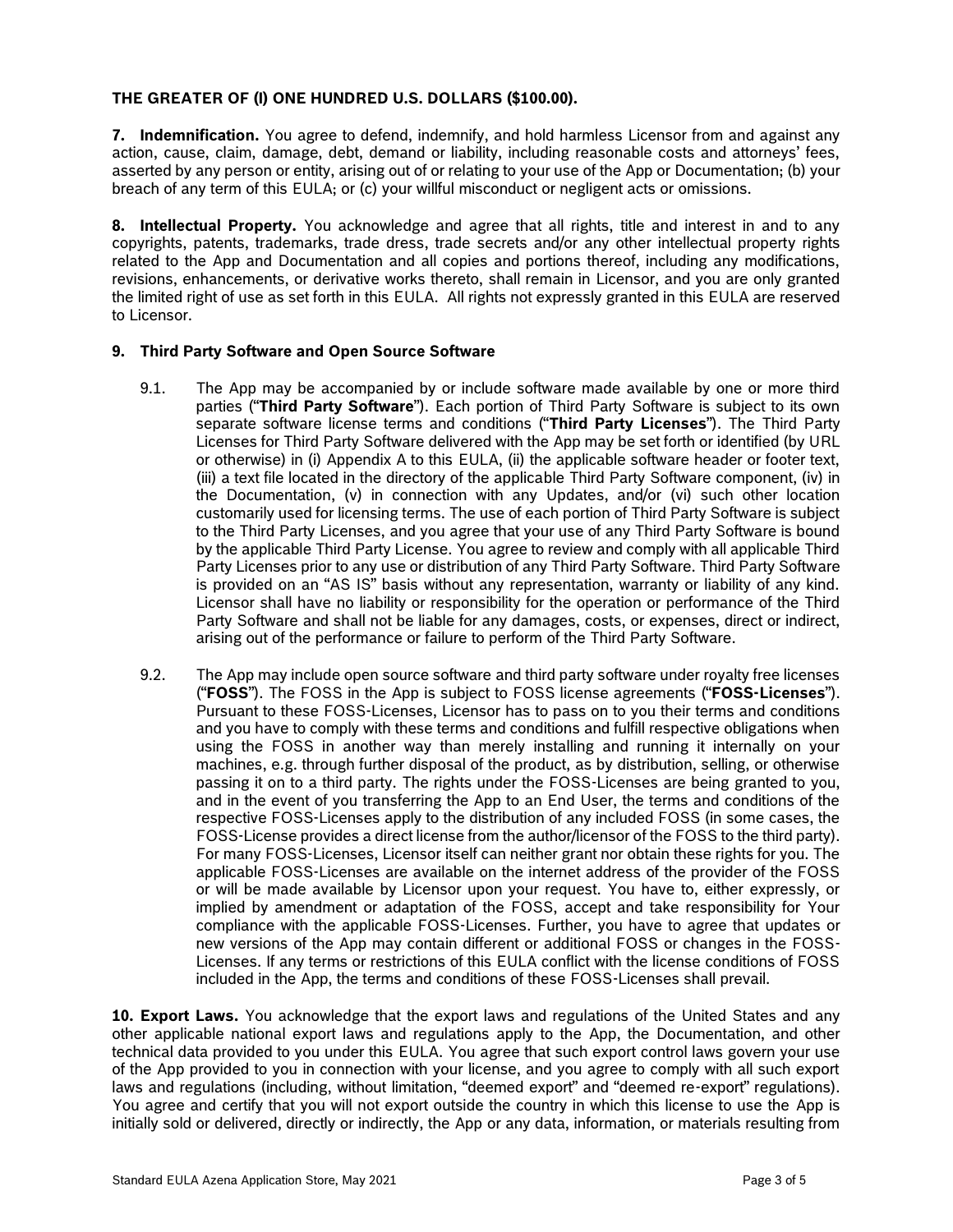**THE GREATER OF (I) ONE HUNDRED U.S. DOLLARS ($100.00).**

**7. Indemnification.** You agree to defend, indemnify, and hold harmless Licensor from and against any action, cause, claim, damage, debt, demand or liability, including reasonable costs and attorneys' fees, asserted by any person or entity, arising out of or relating to your use of the App or Documentation; (b) your breach of any term of this EULA; or (c) your willful misconduct or negligent acts or omissions.

**8. Intellectual Property.** You acknowledge and agree that all rights, title and interest in and to any copyrights, patents, trademarks, trade dress, trade secrets and/or any other intellectual property rights related to the App and Documentation and all copies and portions thereof, including any modifications, revisions, enhancements, or derivative works thereto, shall remain in Licensor, and you are only granted the limited right of use as set forth in this EULA. All rights not expressly granted in this EULA are reserved to Licensor.

**9. Third Party Software and Open Source Software**

9.1. The App may be accompanied by or include software made available by one or more third parties ("**Third Party Software**"). Each portion of Third Party Software is subject to its own separate software license terms and conditions ("**Third Party Licenses**"). The Third Party Licenses for Third Party Software delivered with the App may be set forth or identified (by URL or otherwise) in (i) Appendix A to this EULA, (ii) the applicable software header or footer text, (iii) a text file located in the directory of the applicable Third Party Software component, (iv) in the Documentation, (v) in connection with any Updates, and/or (vi) such other location customarily used for licensing terms. The use of each portion of Third Party Software is subject to the Third Party Licenses, and you agree that your use of any Third Party Software is bound by the applicable Third Party License. You agree to review and comply with all applicable Third Party Licenses prior to any use or distribution of any Third Party Software. Third Party Software is provided on an "AS IS" basis without any representation, warranty or liability of any kind. Licensor shall have no liability or responsibility for the operation or performance of the Third Party Software and shall not be liable for any damages, costs, or expenses, direct or indirect, arising out of the performance or failure to perform of the Third Party Software.

9.2. The App may include open source software and third party software under royalty free licenses ("**FOSS**"). The FOSS in the App is subject to FOSS license agreements ("**FOSS-Licenses**"). Pursuant to these FOSS-Licenses, Licensor has to pass on to you their terms and conditions and you have to comply with these terms and conditions and fulfill respective obligations when using the FOSS in another way than merely installing and running it internally on your machines, e.g. through further disposal of the product, as by distribution, selling, or otherwise passing it on to a third party. The rights under the FOSS-Licenses are being granted to you, and in the event of you transferring the App to an End User, the terms and conditions of the respective FOSS-Licenses apply to the distribution of any included FOSS (in some cases, the FOSS-License provides a direct license from the author/licensor of the FOSS to the third party). For many FOSS-Licenses, Licensor itself can neither grant nor obtain these rights for you. The applicable FOSS-Licenses are available on the internet address of the provider of the FOSS or will be made available by Licensor upon your request. You have to, either expressly, or implied by amendment or adaptation of the FOSS, accept and take responsibility for Your compliance with the applicable FOSS-Licenses. Further, you have to agree that updates or new versions of the App may contain different or additional FOSS or changes in the FOSS-Licenses. If any terms or restrictions of this EULA conflict with the license conditions of FOSS included in the App, the terms and conditions of these FOSS-Licenses shall prevail.

**10. Export Laws.** You acknowledge that the export laws and regulations of the United States and any other applicable national export laws and regulations apply to the App, the Documentation, and other technical data provided to you under this EULA. You agree that such export control laws govern your use of the App provided to you in connection with your license, and you agree to comply with all such export laws and regulations (including, without limitation, "deemed export" and "deemed re-export" regulations). You agree and certify that you will not export outside the country in which this license to use the App is initially sold or delivered, directly or indirectly, the App or any data, information, or materials resulting from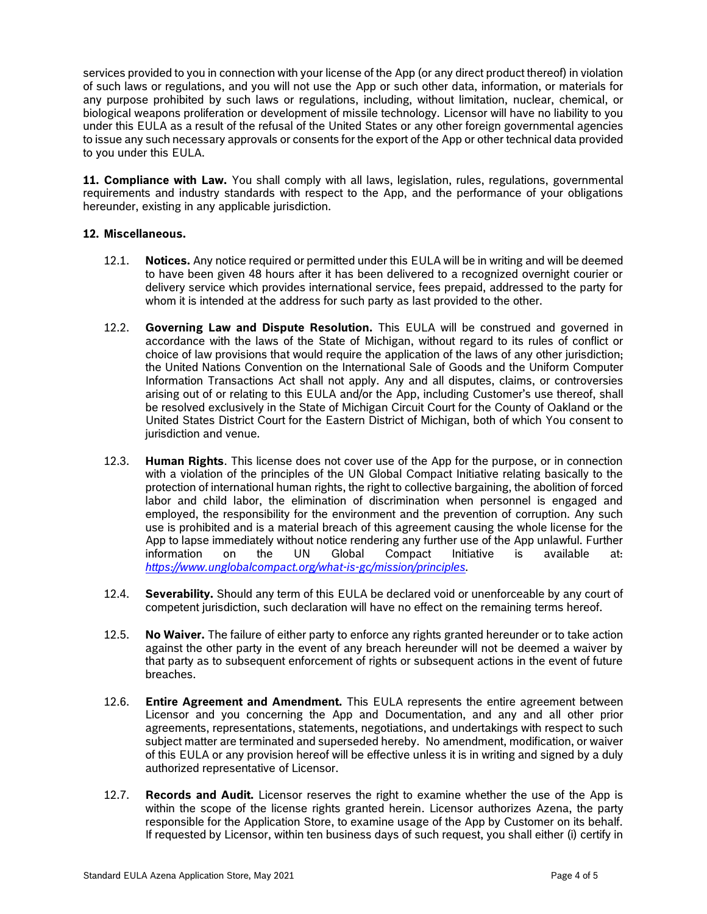services provided to you in connection with your license of the App (or any direct product thereof) in violation of such laws or regulations, and you will not use the App or such other data, information, or materials for any purpose prohibited by such laws or regulations, including, without limitation, nuclear, chemical, or biological weapons proliferation or development of missile technology. Licensor will have no liability to you under this EULA as a result of the refusal of the United States or any other foreign governmental agencies to issue any such necessary approvals or consents for the export of the App or other technical data provided to you under this EULA.

**11. Compliance with Law.** You shall comply with all laws, legislation, rules, regulations, governmental requirements and industry standards with respect to the App, and the performance of your obligations hereunder, existing in any applicable jurisdiction.

**12. Miscellaneous.**

12.1. **Notices.** Any notice required or permitted under this EULA will be in writing and will be deemed to have been given 48 hours after it has been delivered to a recognized overnight courier or delivery service which provides international service, fees prepaid, addressed to the party for whom it is intended at the address for such party as last provided to the other.

12.2. **Governing Law and Dispute Resolution.** This EULA will be construed and governed in accordance with the laws of the State of Michigan, without regard to its rules of conflict or choice of law provisions that would require the application of the laws of any other jurisdiction; the United Nations Convention on the International Sale of Goods and the Uniform Computer Information Transactions Act shall not apply. Any and all disputes, claims, or controversies arising out of or relating to this EULA and/or the App, including Customer's use thereof, shall be resolved exclusively in the State of Michigan Circuit Court for the County of Oakland or the United States District Court for the Eastern District of Michigan, both of which You consent to jurisdiction and venue.

12.3. **Human Rights**. This license does not cover use of the App for the purpose, or in connection with a violation of the principles of the UN Global Compact Initiative relating basically to the protection of international human rights, the right to collective bargaining, the abolition of forced labor and child labor, the elimination of discrimination when personnel is engaged and employed, the responsibility for the environment and the prevention of corruption. Any such use is prohibited and is a material breach of this agreement causing the whole license for the App to lapse immediately without notice rendering any further use of the App unlawful. Further information on the UN Global Compact Initiative is available at: *https://www.unglobalcompact.org/what-is-gc/mission/principles*.

12.4. **Severability.** Should any term of this EULA be declared void or unenforceable by any court of competent jurisdiction, such declaration will have no effect on the remaining terms hereof.

12.5. **No Waiver.** The failure of either party to enforce any rights granted hereunder or to take action against the other party in the event of any breach hereunder will not be deemed a waiver by that party as to subsequent enforcement of rights or subsequent actions in the event of future breaches.

12.6. **Entire Agreement and Amendment.** This EULA represents the entire agreement between Licensor and you concerning the App and Documentation, and any and all other prior agreements, representations, statements, negotiations, and undertakings with respect to such subject matter are terminated and superseded hereby. No amendment, modification, or waiver of this EULA or any provision hereof will be effective unless it is in writing and signed by a duly authorized representative of Licensor.

12.7. **Records and Audit.** Licensor reserves the right to examine whether the use of the App is within the scope of the license rights granted herein. Licensor authorizes Azena, the party responsible for the Application Store, to examine usage of the App by Customer on its behalf. If requested by Licensor, within ten business days of such request, you shall either (i) certify in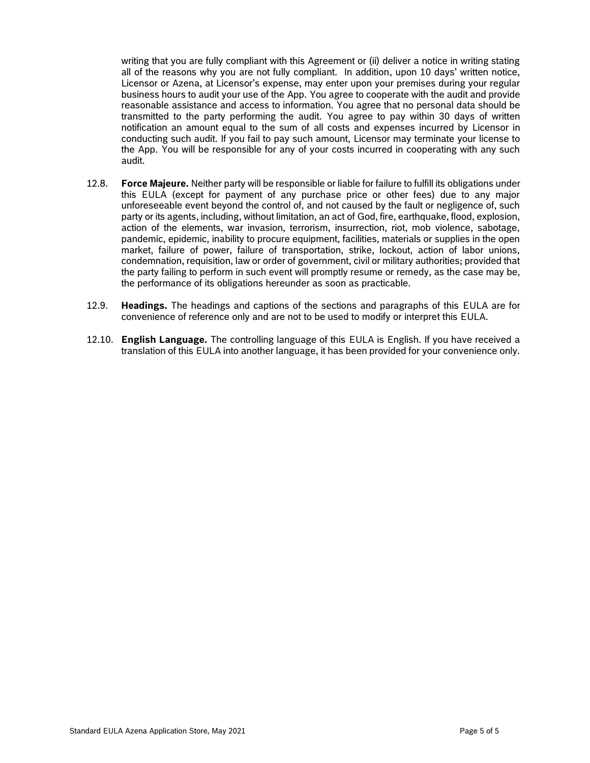writing that you are fully compliant with this Agreement or (ii) deliver a notice in writing stating all of the reasons why you are not fully compliant. In addition, upon 10 days' written notice, Licensor or Azena, at Licensor's expense, may enter upon your premises during your regular business hours to audit your use of the App. You agree to cooperate with the audit and provide reasonable assistance and access to information. You agree that no personal data should be transmitted to the party performing the audit. You agree to pay within 30 days of written notification an amount equal to the sum of all costs and expenses incurred by Licensor in conducting such audit. If you fail to pay such amount, Licensor may terminate your license to the App. You will be responsible for any of your costs incurred in cooperating with any such audit.

12.8. **Force Majeure.** Neither party will be responsible or liable for failure to fulfill its obligations under this EULA (except for payment of any purchase price or other fees) due to any major unforeseeable event beyond the control of, and not caused by the fault or negligence of, such party or its agents, including, without limitation, an act of God, fire, earthquake, flood, explosion, action of the elements, war invasion, terrorism, insurrection, riot, mob violence, sabotage, pandemic, epidemic, inability to procure equipment, facilities, materials or supplies in the open market, failure of power, failure of transportation, strike, lockout, action of labor unions, condemnation, requisition, law or order of government, civil or military authorities; provided that the party failing to perform in such event will promptly resume or remedy, as the case may be, the performance of its obligations hereunder as soon as practicable.

12.9. **Headings.** The headings and captions of the sections and paragraphs of this EULA are for convenience of reference only and are not to be used to modify or interpret this EULA.

12.10. **English Language.** The controlling language of this EULA is English. If you have received a translation of this EULA into another language, it has been provided for your convenience only.